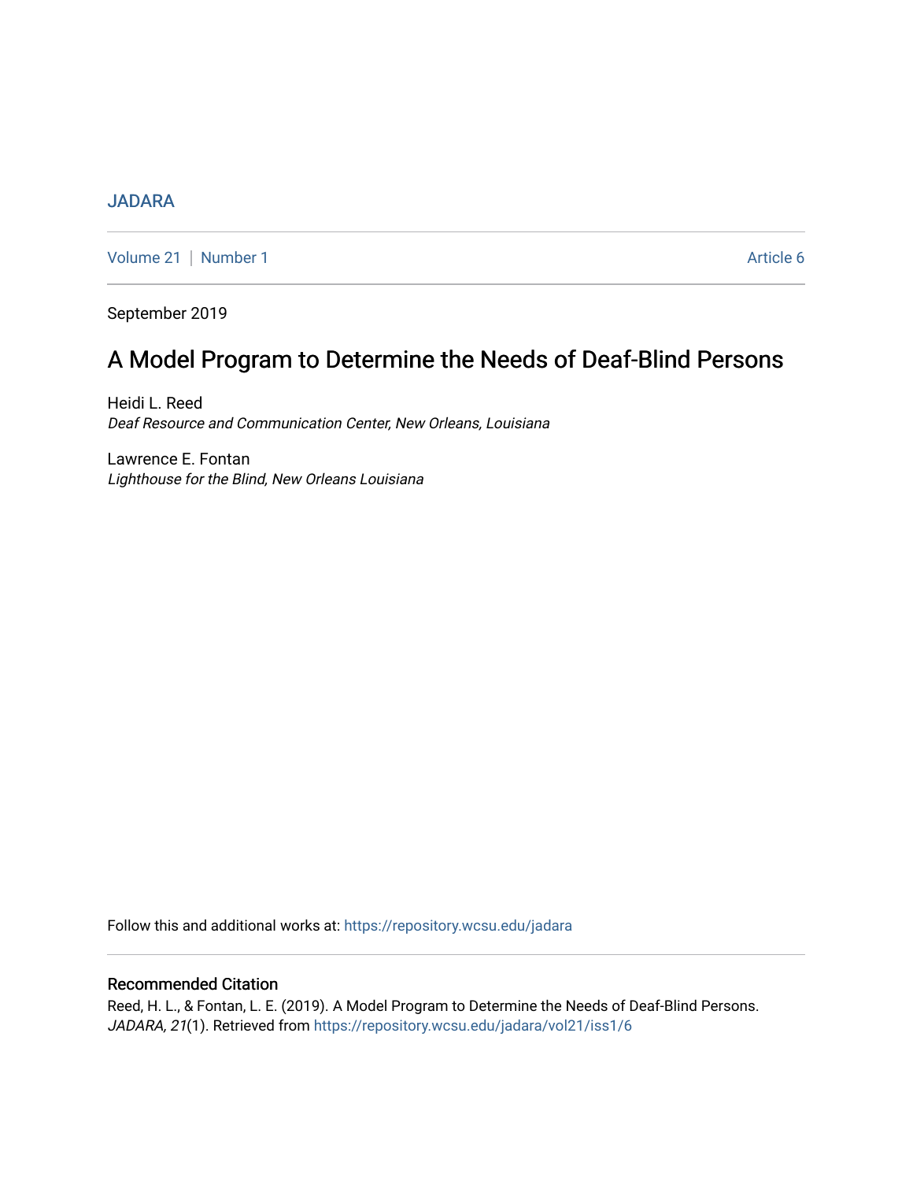JADARA

Volume 21 | Number 1 Article 6

September 2019

# A Model Program to Determine the Needs of Deaf-Blind Persons

Heidi L. Reed
*Deaf Resource and Communication Center, New Orleans, Louisiana*

Lawrence E. Fontan
*Lighthouse for the Blind, New Orleans Louisiana*

Follow this and additional works at: https://repository.wcsu.edu/jadara

## Recommended Citation

Reed, H. L., & Fontan, L. E. (2019). A Model Program to Determine the Needs of Deaf-Blind Persons. *JADARA, 21*(1). Retrieved from https://repository.wcsu.edu/jadara/vol21/iss1/6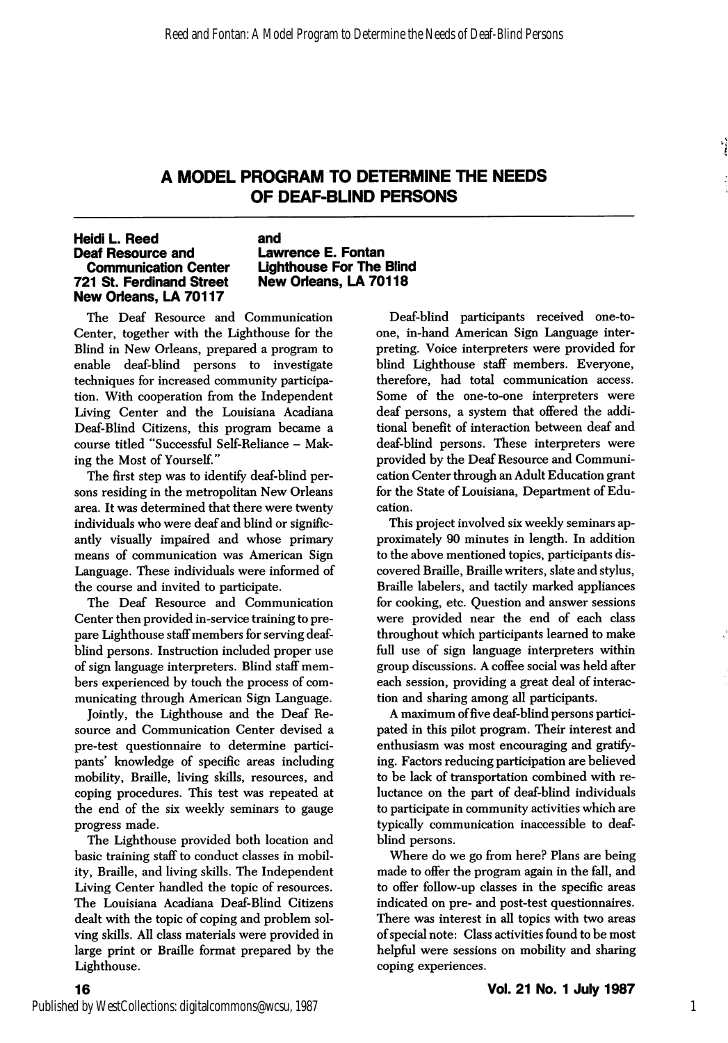# A MODEL PROGRAM TO DETERMINE THE NEEDS OF DEAF-BLIND PERSONS

**Heidi L. Reed**
**Deaf Resource and Communication Center**
**721 St. Ferdinand Street**
**New Orleans, LA 70117**

**and**

**Lawrence E. Fontan**
**Lighthouse For The Blind**
**New Orleans, LA 70118**

The Deaf Resource and Communication Center, together with the Lighthouse for the Blind in New Orleans, prepared a program to enable deaf-blind persons to investigate techniques for increased community participation. With cooperation from the Independent Living Center and the Louisiana Acadiana Deaf-Blind Citizens, this program became a course titled "Successful Self-Reliance – Making the Most of Yourself."

The first step was to identify deaf-blind persons residing in the metropolitan New Orleans area. It was determined that there were twenty individuals who were deaf and blind or significantly visually impaired and whose primary means of communication was American Sign Language. These individuals were informed of the course and invited to participate.

The Deaf Resource and Communication Center then provided in-service training to prepare Lighthouse staff members for serving deaf-blind persons. Instruction included proper use of sign language interpreters. Blind staff members experienced by touch the process of communicating through American Sign Language.

Jointly, the Lighthouse and the Deaf Resource and Communication Center devised a pre-test questionnaire to determine participants' knowledge of specific areas including mobility, Braille, living skills, resources, and coping procedures. This test was repeated at the end of the six weekly seminars to gauge progress made.

The Lighthouse provided both location and basic training staff to conduct classes in mobility, Braille, and living skills. The Independent Living Center handled the topic of resources. The Louisiana Acadiana Deaf-Blind Citizens dealt with the topic of coping and problem solving skills. All class materials were provided in large print or Braille format prepared by the Lighthouse.

Deaf-blind participants received one-to-one, in-hand American Sign Language interpreting. Voice interpreters were provided for blind Lighthouse staff members. Everyone, therefore, had total communication access. Some of the one-to-one interpreters were deaf persons, a system that offered the additional benefit of interaction between deaf and deaf-blind persons. These interpreters were provided by the Deaf Resource and Communication Center through an Adult Education grant for the State of Louisiana, Department of Education.

This project involved six weekly seminars approximately 90 minutes in length. In addition to the above mentioned topics, participants discovered Braille, Braille writers, slate and stylus, Braille labelers, and tactily marked appliances for cooking, etc. Question and answer sessions were provided near the end of each class throughout which participants learned to make full use of sign language interpreters within group discussions. A coffee social was held after each session, providing a great deal of interaction and sharing among all participants.

A maximum of five deaf-blind persons participated in this pilot program. Their interest and enthusiasm was most encouraging and gratifying. Factors reducing participation are believed to be lack of transportation combined with reluctance on the part of deaf-blind individuals to participate in community activities which are typically communication inaccessible to deaf-blind persons.

Where do we go from here? Plans are being made to offer the program again in the fall, and to offer follow-up classes in the specific areas indicated on pre- and post-test questionnaires. There was interest in all topics with two areas of special note: Class activities found to be most helpful were sessions on mobility and sharing coping experiences.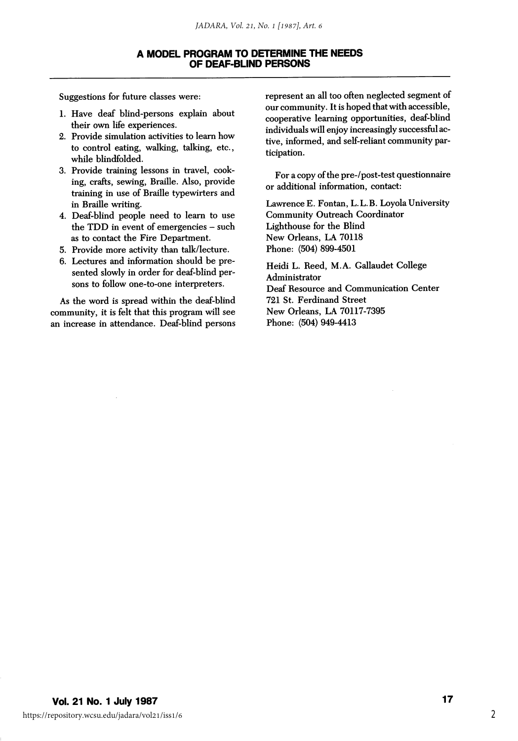Suggestions for future classes were:

1. Have deaf blind-persons explain about their own life experiences.
2. Provide simulation activities to learn how to control eating, walking, talking, etc., while blindfolded.
3. Provide training lessons in travel, cooking, crafts, sewing, Braille. Also, provide training in use of Braille typewirters and in Braille writing.
4. Deaf-blind people need to learn to use the TDD in event of emergencies – such as to contact the Fire Department.
5. Provide more activity than talk/lecture.
6. Lectures and information should be presented slowly in order for deaf-blind persons to follow one-to-one interpreters.

As the word is spread within the deaf-blind community, it is felt that this program will see an increase in attendance. Deaf-blind persons represent an all too often neglected segment of our community. It is hoped that with accessible, cooperative learning opportunities, deaf-blind individuals will enjoy increasingly successful active, informed, and self-reliant community participation.

For a copy of the pre-/post-test questionnaire or additional information, contact:

Lawrence E. Fontan, L.L.B. Loyola University
Community Outreach Coordinator
Lighthouse for the Blind
New Orleans, LA 70118
Phone: (504) 899-4501

Heidi L. Reed, M.A. Gallaudet College
Administrator
Deaf Resource and Communication Center
721 St. Ferdinand Street
New Orleans, LA 70117-7395
Phone: (504) 949-4413